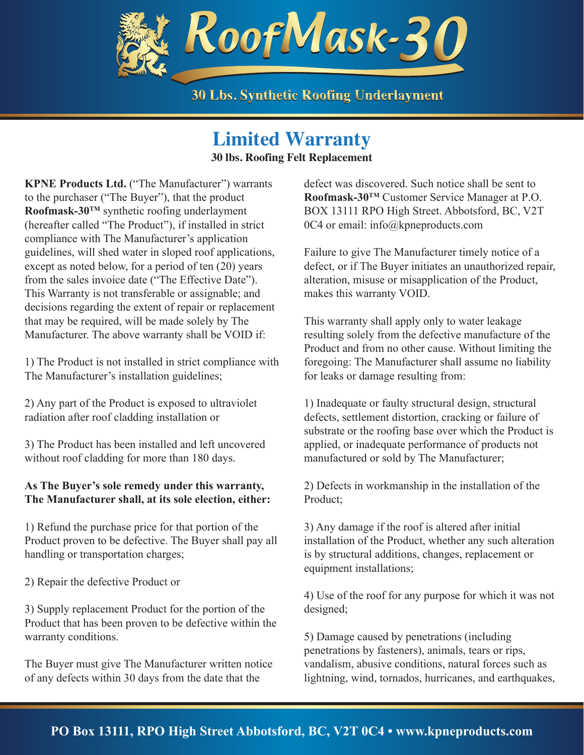# RoofMask-30

30 Lbs. Synthetic Roofing Underlayment

## Limited Warranty

**30 lbs. Roofing Felt Replacement**

**KPNE Products Ltd.** ("The Manufacturer") warrants to the purchaser ("The Buyer"), that the product **Roofmask-30™** synthetic roofing underlayment (hereafter called "The Product"), if installed in strict compliance with The Manufacturer's application guidelines, will shed water in sloped roof applications, except as noted below, for a period of ten (20) years from the sales invoice date ("The Effective Date"). This Warranty is not transferable or assignable; and decisions regarding the extent of repair or replacement that may be required, will be made solely by The Manufacturer. The above warranty shall be VOID if:

1) The Product is not installed in strict compliance with The Manufacturer's installation guidelines;

2) Any part of the Product is exposed to ultraviolet radiation after roof cladding installation or

3) The Product has been installed and left uncovered without roof cladding for more than 180 days.

**As The Buyer's sole remedy under this warranty, The Manufacturer shall, at its sole election, either:**

1) Refund the purchase price for that portion of the Product proven to be defective. The Buyer shall pay all handling or transportation charges;

2) Repair the defective Product or

3) Supply replacement Product for the portion of the Product that has been proven to be defective within the warranty conditions.

The Buyer must give The Manufacturer written notice of any defects within 30 days from the date that the defect was discovered. Such notice shall be sent to **Roofmask-30™** Customer Service Manager at P.O. BOX 13111 RPO High Street. Abbotsford, BC, V2T 0C4 or email: info@kpneproducts.com

Failure to give The Manufacturer timely notice of a defect, or if The Buyer initiates an unauthorized repair, alteration, misuse or misapplication of the Product, makes this warranty VOID.

This warranty shall apply only to water leakage resulting solely from the defective manufacture of the Product and from no other cause. Without limiting the foregoing: The Manufacturer shall assume no liability for leaks or damage resulting from:

1) Inadequate or faulty structural design, structural defects, settlement distortion, cracking or failure of substrate or the roofing base over which the Product is applied, or inadequate performance of products not manufactured or sold by The Manufacturer;

2) Defects in workmanship in the installation of the Product;

3) Any damage if the roof is altered after initial installation of the Product, whether any such alteration is by structural additions, changes, replacement or equipment installations;

4) Use of the roof for any purpose for which it was not designed;

5) Damage caused by penetrations (including penetrations by fasteners), animals, tears or rips, vandalism, abusive conditions, natural forces such as lightning, wind, tornados, hurricanes, and earthquakes,

PO Box 13111, RPO High Street Abbotsford, BC, V2T 0C4 • www.kpneproducts.com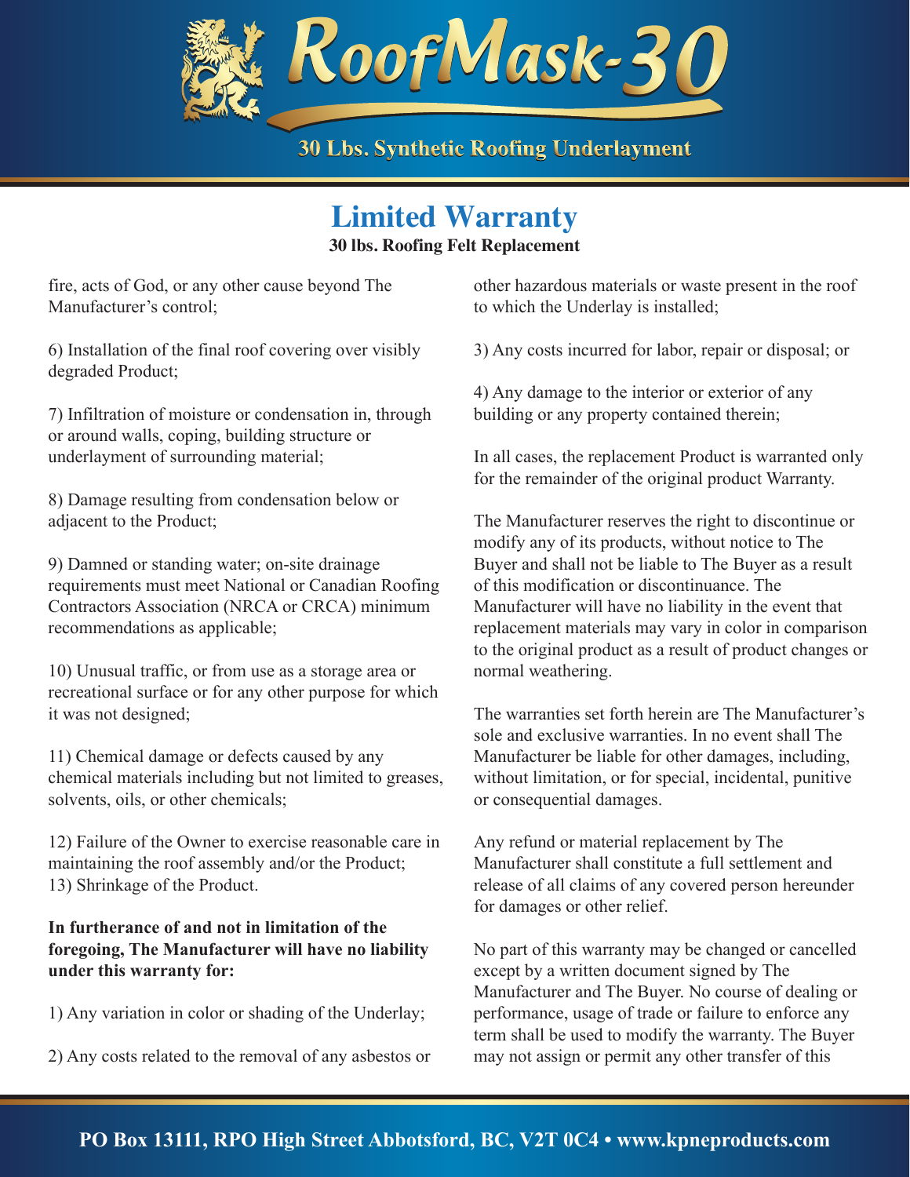# RoofMask-30

30 Lbs. Synthetic Roofing Underlayment

## Limited Warranty

**30 lbs. Roofing Felt Replacement**

fire, acts of God, or any other cause beyond The Manufacturer's control;

6) Installation of the final roof covering over visibly degraded Product;

7) Infiltration of moisture or condensation in, through or around walls, coping, building structure or underlayment of surrounding material;

8) Damage resulting from condensation below or adjacent to the Product;

9) Damned or standing water; on-site drainage requirements must meet National or Canadian Roofing Contractors Association (NRCA or CRCA) minimum recommendations as applicable;

10) Unusual traffic, or from use as a storage area or recreational surface or for any other purpose for which it was not designed;

11) Chemical damage or defects caused by any chemical materials including but not limited to greases, solvents, oils, or other chemicals;

12) Failure of the Owner to exercise reasonable care in maintaining the roof assembly and/or the Product;
13) Shrinkage of the Product.

**In furtherance of and not in limitation of the foregoing, The Manufacturer will have no liability under this warranty for:**

1) Any variation in color or shading of the Underlay;

2) Any costs related to the removal of any asbestos or other hazardous materials or waste present in the roof to which the Underlay is installed;

3) Any costs incurred for labor, repair or disposal; or

4) Any damage to the interior or exterior of any building or any property contained therein;

In all cases, the replacement Product is warranted only for the remainder of the original product Warranty.

The Manufacturer reserves the right to discontinue or modify any of its products, without notice to The Buyer and shall not be liable to The Buyer as a result of this modification or discontinuance. The Manufacturer will have no liability in the event that replacement materials may vary in color in comparison to the original product as a result of product changes or normal weathering.

The warranties set forth herein are The Manufacturer's sole and exclusive warranties. In no event shall The Manufacturer be liable for other damages, including, without limitation, or for special, incidental, punitive or consequential damages.

Any refund or material replacement by The Manufacturer shall constitute a full settlement and release of all claims of any covered person hereunder for damages or other relief.

No part of this warranty may be changed or cancelled except by a written document signed by The Manufacturer and The Buyer. No course of dealing or performance, usage of trade or failure to enforce any term shall be used to modify the warranty. The Buyer may not assign or permit any other transfer of this

**PO Box 13111, RPO High Street Abbotsford, BC, V2T 0C4 • www.kpneproducts.com**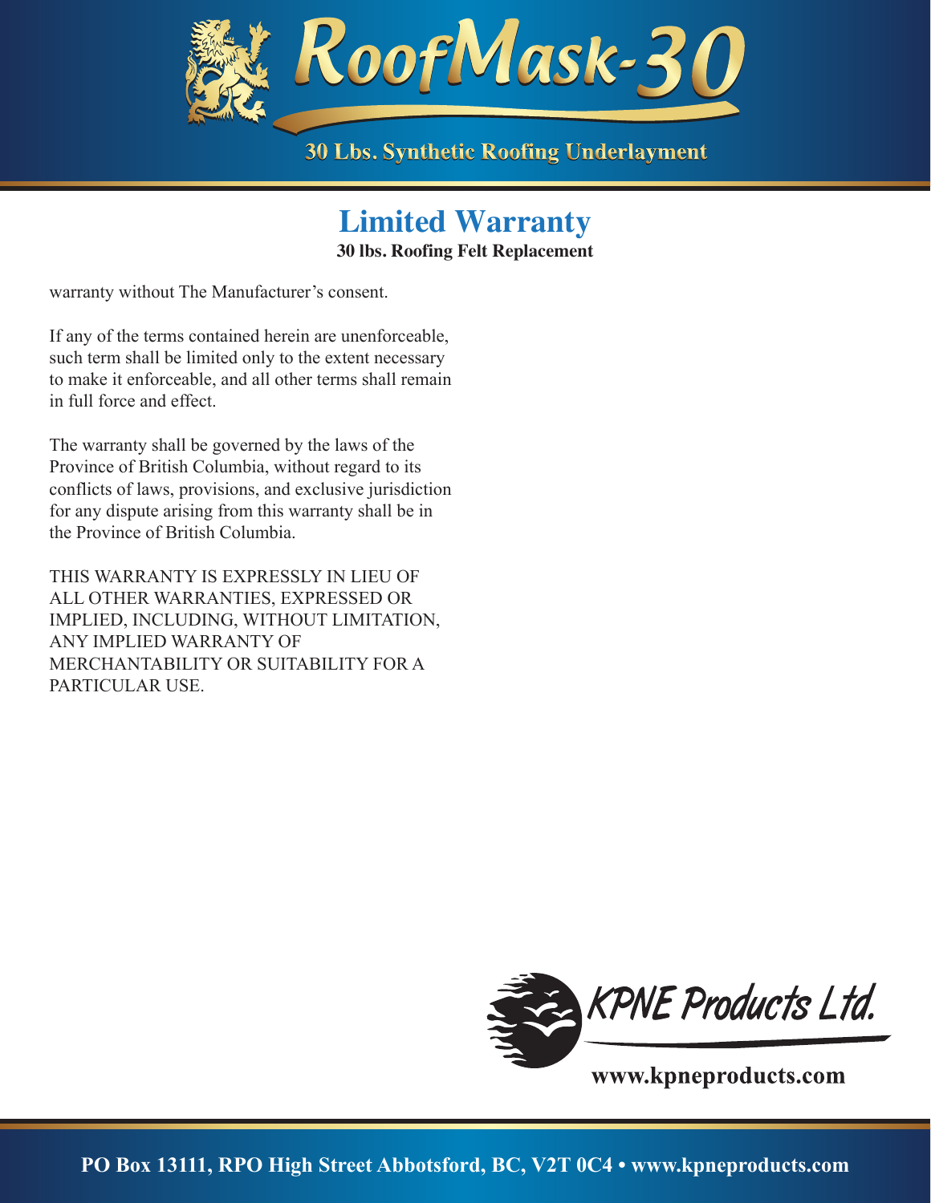# RoofMask-30

30 Lbs. Synthetic Roofing Underlayment

## Limited Warranty

**30 lbs. Roofing Felt Replacement**

warranty without The Manufacturer's consent.

If any of the terms contained herein are unenforceable, such term shall be limited only to the extent necessary to make it enforceable, and all other terms shall remain in full force and effect.

The warranty shall be governed by the laws of the Province of British Columbia, without regard to its conflicts of laws, provisions, and exclusive jurisdiction for any dispute arising from this warranty shall be in the Province of British Columbia.

THIS WARRANTY IS EXPRESSLY IN LIEU OF ALL OTHER WARRANTIES, EXPRESSED OR IMPLIED, INCLUDING, WITHOUT LIMITATION, ANY IMPLIED WARRANTY OF MERCHANTABILITY OR SUITABILITY FOR A PARTICULAR USE.

KPNE Products Ltd.

www.kpneproducts.com

**PO Box 13111, RPO High Street Abbotsford, BC, V2T 0C4 • www.kpneproducts.com**